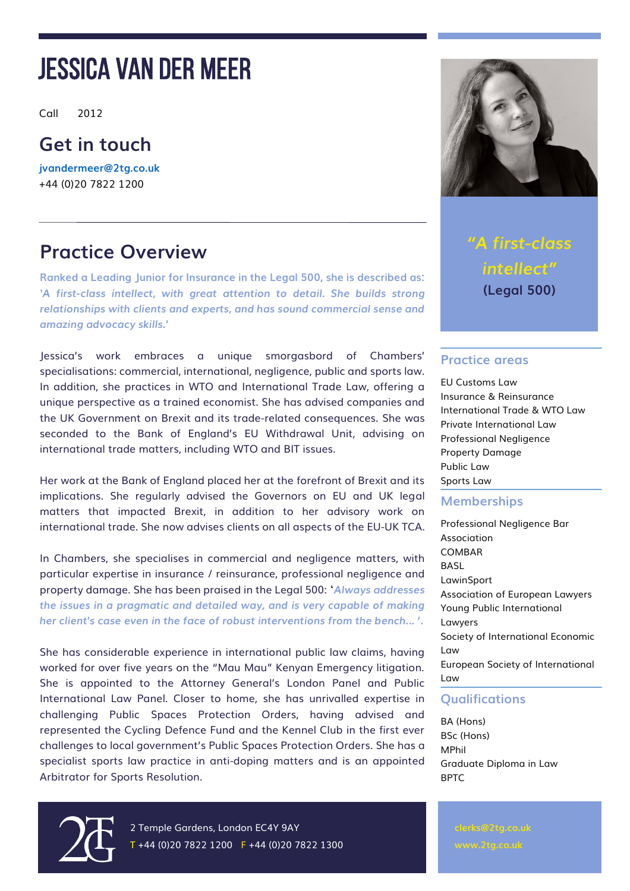# JESSICA VAN DER MEER

Call 2012

## Get in touch

jvandermeer@2tg.co.uk
+44 (0)20 7822 1200

## Practice Overview

Ranked a Leading Junior for Insurance in the Legal 500, she is described as: *'A first-class intellect, with great attention to detail. She builds strong relationships with clients and experts, and has sound commercial sense and amazing advocacy skills.'*

Jessica's work embraces a unique smorgasbord of Chambers' specialisations: commercial, international, negligence, public and sports law. In addition, she practices in WTO and International Trade Law, offering a unique perspective as a trained economist. She has advised companies and the UK Government on Brexit and its trade-related consequences. She was seconded to the Bank of England's EU Withdrawal Unit, advising on international trade matters, including WTO and BIT issues.

Her work at the Bank of England placed her at the forefront of Brexit and its implications. She regularly advised the Governors on EU and UK legal matters that impacted Brexit, in addition to her advisory work on international trade. She now advises clients on all aspects of the EU-UK TCA.

In Chambers, she specialises in commercial and negligence matters, with particular expertise in insurance / reinsurance, professional negligence and property damage. She has been praised in the Legal 500: '*Always addresses the issues in a pragmatic and detailed way, and is very capable of making her client's case even in the face of robust interventions from the bench... '.*

She has considerable experience in international public law claims, having worked for over five years on the "Mau Mau" Kenyan Emergency litigation. She is appointed to the Attorney General's London Panel and Public International Law Panel. Closer to home, she has unrivalled expertise in challenging Public Spaces Protection Orders, having advised and represented the Cycling Defence Fund and the Kennel Club in the first ever challenges to local government's Public Spaces Protection Orders. She has a specialist sports law practice in anti-doping matters and is an appointed Arbitrator for Sports Resolution.

*"A first-class intellect"*
**(Legal 500)**

## Practice areas

- EU Customs Law
- Insurance & Reinsurance
- International Trade & WTO Law
- Private International Law
- Professional Negligence
- Property Damage
- Public Law
- Sports Law

## Memberships

- Professional Negligence Bar Association
- COMBAR
- BASL
- LawinSport
- Association of European Lawyers
- Young Public International Lawyers
- Society of International Economic Law
- European Society of International Law

## Qualifications

- BA (Hons)
- BSc (Hons)
- MPhil
- Graduate Diploma in Law
- BPTC

2 Temple Gardens, London EC4Y 9AY
T +44 (0)20 7822 1200 F +44 (0)20 7822 1300

clerks@2tg.co.uk
www.2tg.co.uk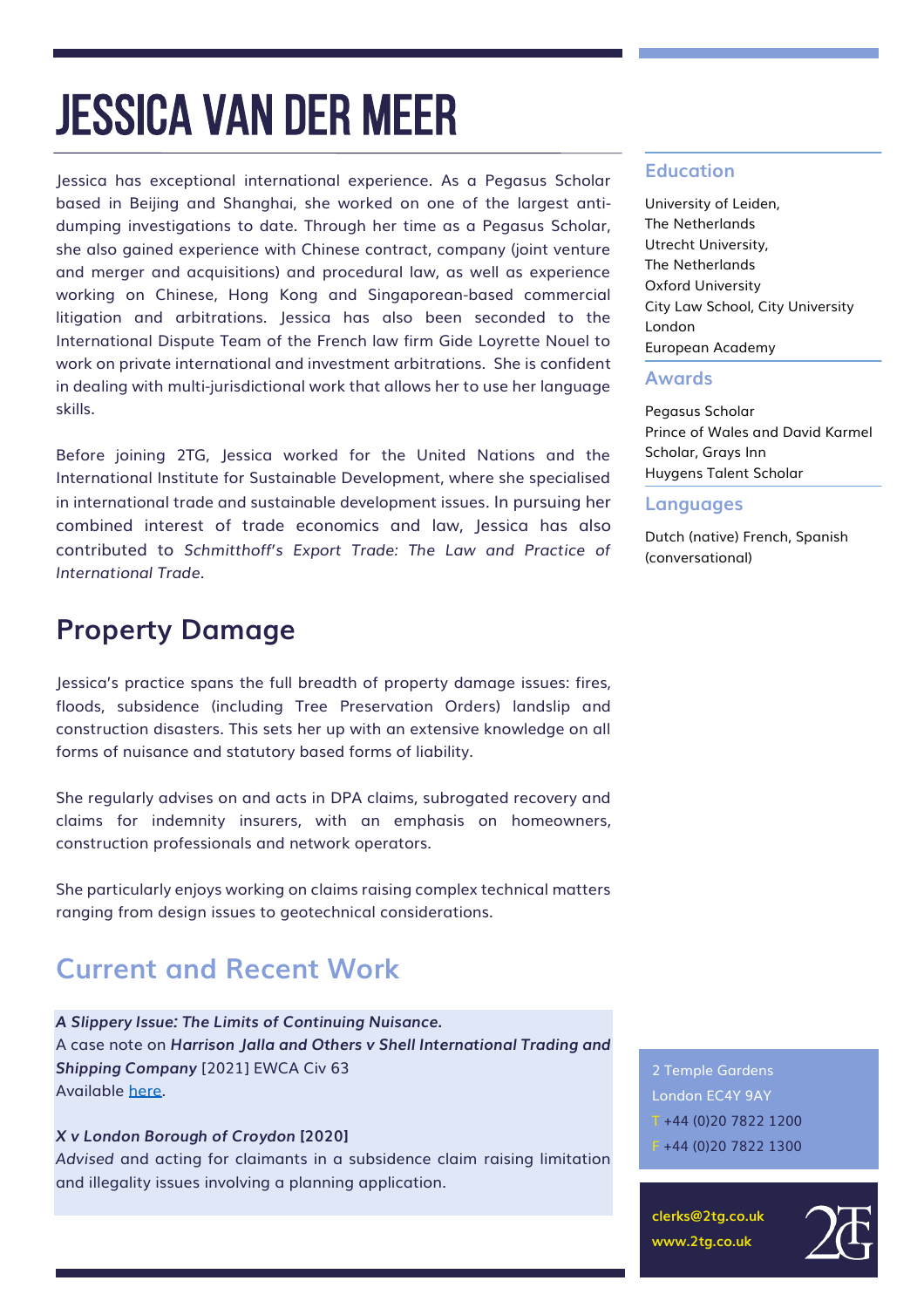# JESSICA VAN DER MEER

Jessica has exceptional international experience. As a Pegasus Scholar based in Beijing and Shanghai, she worked on one of the largest anti-dumping investigations to date. Through her time as a Pegasus Scholar, she also gained experience with Chinese contract, company (joint venture and merger and acquisitions) and procedural law, as well as experience working on Chinese, Hong Kong and Singaporean-based commercial litigation and arbitrations. Jessica has also been seconded to the International Dispute Team of the French law firm Gide Loyrette Nouel to work on private international and investment arbitrations. She is confident in dealing with multi-jurisdictional work that allows her to use her language skills.

Before joining 2TG, Jessica worked for the United Nations and the International Institute for Sustainable Development, where she specialised in international trade and sustainable development issues. In pursuing her combined interest of trade economics and law, Jessica has also contributed to *Schmitthoff's Export Trade: The Law and Practice of International Trade.*

## Property Damage

Jessica's practice spans the full breadth of property damage issues: fires, floods, subsidence (including Tree Preservation Orders) landslip and construction disasters. This sets her up with an extensive knowledge on all forms of nuisance and statutory based forms of liability.

She regularly advises on and acts in DPA claims, subrogated recovery and claims for indemnity insurers, with an emphasis on homeowners, construction professionals and network operators.

She particularly enjoys working on claims raising complex technical matters ranging from design issues to geotechnical considerations.

## Current and Recent Work

***A Slippery Issue: The Limits of Continuing Nuisance.***
A case note on ***Harrison Jalla and Others v Shell International Trading and Shipping Company*** [2021] EWCA Civ 63
Available here.

***X v London Borough of Croydon* [2020]**
*Advised* and acting for claimants in a subsidence claim raising limitation and illegality issues involving a planning application.

### Education

University of Leiden, The Netherlands
Utrecht University, The Netherlands
Oxford University
City Law School, City University London
European Academy

### Awards

Pegasus Scholar
Prince of Wales and David Karmel Scholar, Grays Inn
Huygens Talent Scholar

### Languages

Dutch (native) French, Spanish (conversational)

2 Temple Gardens
London EC4Y 9AY
T +44 (0)20 7822 1200
F +44 (0)20 7822 1300

clerks@2tg.co.uk
www.2tg.co.uk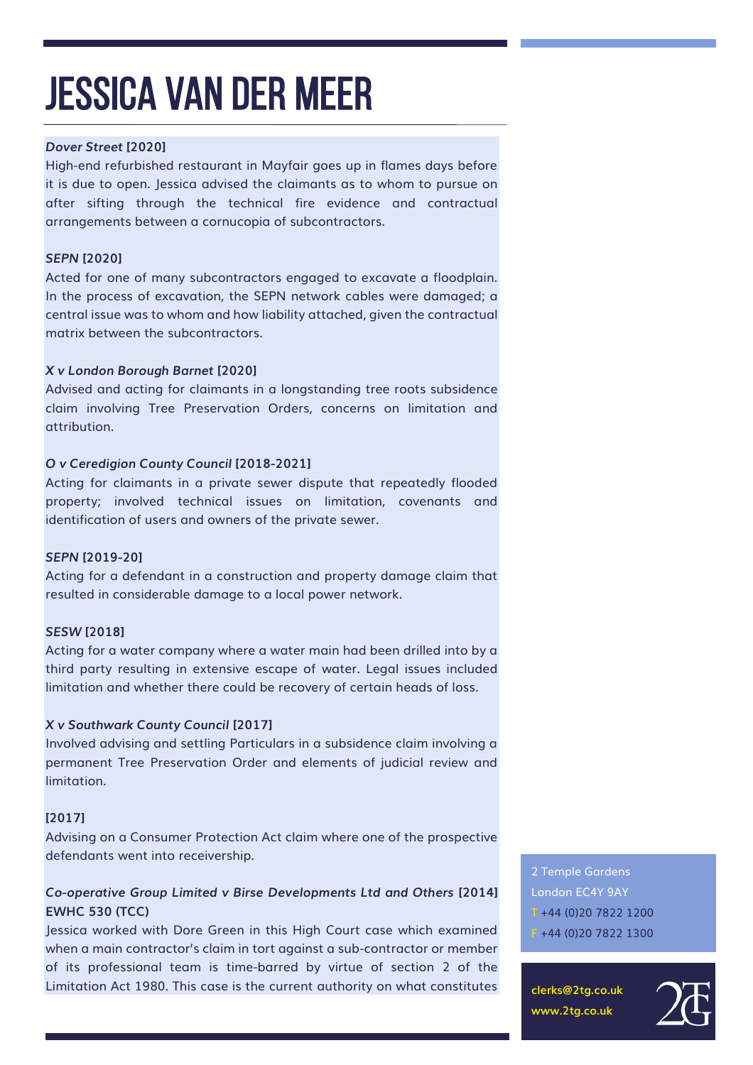# JESSICA VAN DER MEER

***Dover Street* [2020]**

High-end refurbished restaurant in Mayfair goes up in flames days before it is due to open. Jessica advised the claimants as to whom to pursue on after sifting through the technical fire evidence and contractual arrangements between a cornucopia of subcontractors.

***SEPN* [2020]**

Acted for one of many subcontractors engaged to excavate a floodplain. In the process of excavation, the SEPN network cables were damaged; a central issue was to whom and how liability attached, given the contractual matrix between the subcontractors.

***X v London Borough Barnet* [2020]**

Advised and acting for claimants in a longstanding tree roots subsidence claim involving Tree Preservation Orders, concerns on limitation and attribution.

***O v Ceredigion County Council* [2018-2021]**

Acting for claimants in a private sewer dispute that repeatedly flooded property; involved technical issues on limitation, covenants and identification of users and owners of the private sewer.

***SEPN* [2019-20]**

Acting for a defendant in a construction and property damage claim that resulted in considerable damage to a local power network.

***SESW* [2018]**

Acting for a water company where a water main had been drilled into by a third party resulting in extensive escape of water. Legal issues included limitation and whether there could be recovery of certain heads of loss.

***X v Southwark County Council* [2017]**

Involved advising and settling Particulars in a subsidence claim involving a permanent Tree Preservation Order and elements of judicial review and limitation.

**[2017]**

Advising on a Consumer Protection Act claim where one of the prospective defendants went into receivership.

***Co-operative Group Limited v Birse Developments Ltd and Others* [2014] EWHC 530 (TCC)**

Jessica worked with Dore Green in this High Court case which examined when a main contractor's claim in tort against a sub-contractor or member of its professional team is time-barred by virtue of section 2 of the Limitation Act 1980. This case is the current authority on what constitutes

2 Temple Gardens
London EC4Y 9AY
T +44 (0)20 7822 1200
F +44 (0)20 7822 1300

clerks@2tg.co.uk
www.2tg.co.uk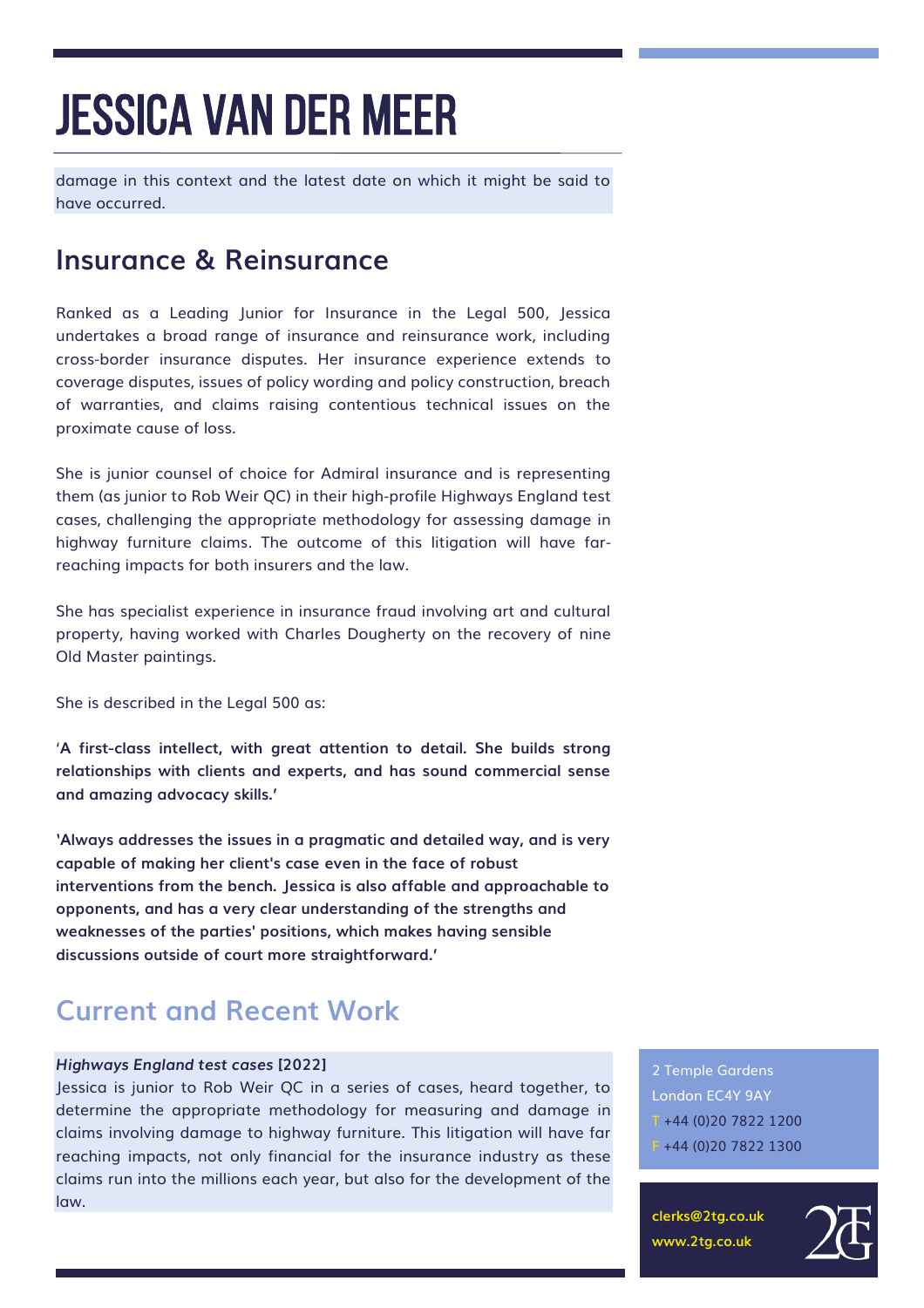damage in this context and the latest date on which it might be said to have occurred.

## Insurance & Reinsurance

Ranked as a Leading Junior for Insurance in the Legal 500, Jessica undertakes a broad range of insurance and reinsurance work, including cross-border insurance disputes. Her insurance experience extends to coverage disputes, issues of policy wording and policy construction, breach of warranties, and claims raising contentious technical issues on the proximate cause of loss.

She is junior counsel of choice for Admiral insurance and is representing them (as junior to Rob Weir QC) in their high-profile Highways England test cases, challenging the appropriate methodology for assessing damage in highway furniture claims. The outcome of this litigation will have far-reaching impacts for both insurers and the law.

She has specialist experience in insurance fraud involving art and cultural property, having worked with Charles Dougherty on the recovery of nine Old Master paintings.

She is described in the Legal 500 as:

**'A first-class intellect, with great attention to detail. She builds strong relationships with clients and experts, and has sound commercial sense and amazing advocacy skills.'**

**'Always addresses the issues in a pragmatic and detailed way, and is very capable of making her client's case even in the face of robust interventions from the bench. Jessica is also affable and approachable to opponents, and has a very clear understanding of the strengths and weaknesses of the parties' positions, which makes having sensible discussions outside of court more straightforward.'**

## Current and Recent Work

***Highways England test cases* [2022]**
Jessica is junior to Rob Weir QC in a series of cases, heard together, to determine the appropriate methodology for measuring and damage in claims involving damage to highway furniture. This litigation will have far reaching impacts, not only financial for the insurance industry as these claims run into the millions each year, but also for the development of the law.

2 Temple Gardens
London EC4Y 9AY
T +44 (0)20 7822 1200
F +44 (0)20 7822 1300

clerks@2tg.co.uk
www.2tg.co.uk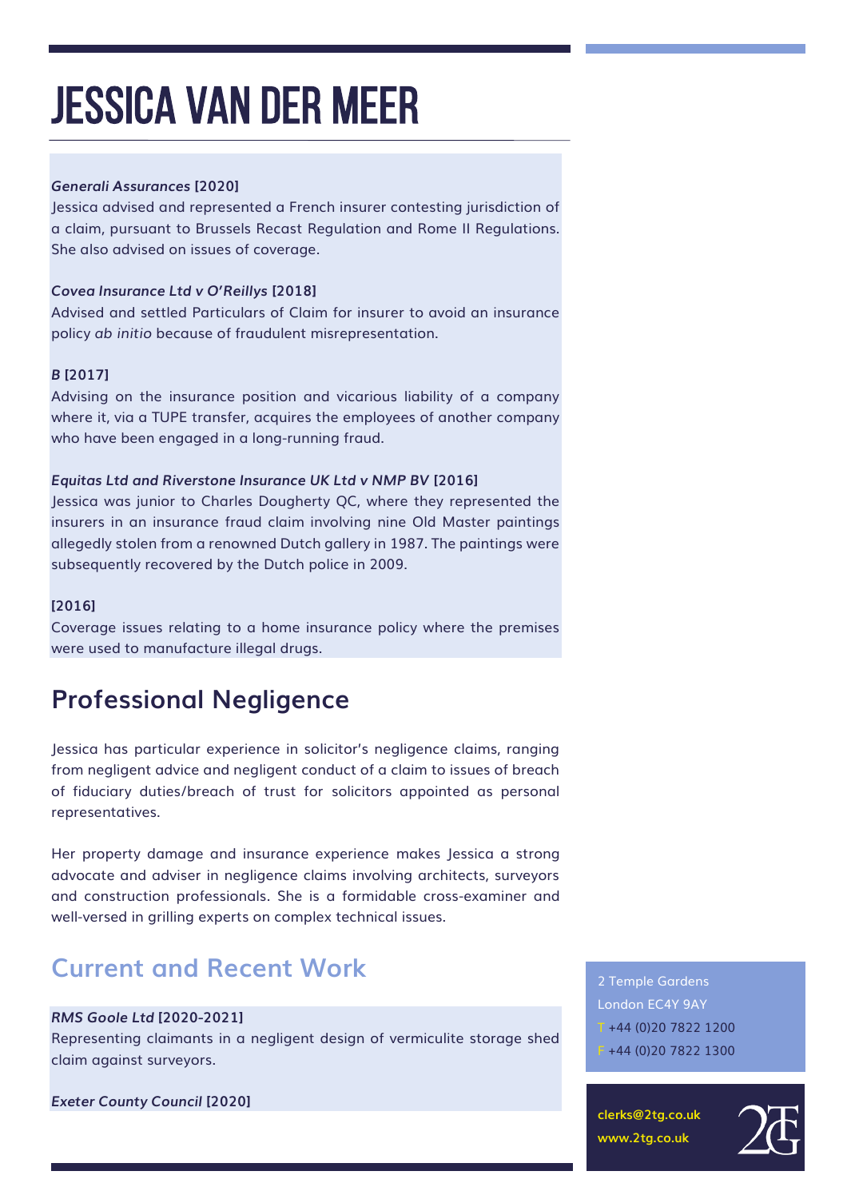# JESSICA VAN DER MEER

***Generali Assurances* [2020]**
Jessica advised and represented a French insurer contesting jurisdiction of a claim, pursuant to Brussels Recast Regulation and Rome II Regulations. She also advised on issues of coverage.

***Covea Insurance Ltd v O'Reillys* [2018]**
Advised and settled Particulars of Claim for insurer to avoid an insurance policy *ab initio* because of fraudulent misrepresentation.

***B* [2017]**
Advising on the insurance position and vicarious liability of a company where it, via a TUPE transfer, acquires the employees of another company who have been engaged in a long-running fraud.

***Equitas Ltd and Riverstone Insurance UK Ltd v NMP BV* [2016]**
Jessica was junior to Charles Dougherty QC, where they represented the insurers in an insurance fraud claim involving nine Old Master paintings allegedly stolen from a renowned Dutch gallery in 1987. The paintings were subsequently recovered by the Dutch police in 2009.

**[2016]**
Coverage issues relating to a home insurance policy where the premises were used to manufacture illegal drugs.

## Professional Negligence

Jessica has particular experience in solicitor's negligence claims, ranging from negligent advice and negligent conduct of a claim to issues of breach of fiduciary duties/breach of trust for solicitors appointed as personal representatives.

Her property damage and insurance experience makes Jessica a strong advocate and adviser in negligence claims involving architects, surveyors and construction professionals. She is a formidable cross-examiner and well-versed in grilling experts on complex technical issues.

## Current and Recent Work

***RMS Goole Ltd* [2020-2021]**
Representing claimants in a negligent design of vermiculite storage shed claim against surveyors.

***Exeter County Council* [2020]**

2 Temple Gardens
London EC4Y 9AY
T +44 (0)20 7822 1200
F +44 (0)20 7822 1300

clerks@2tg.co.uk
www.2tg.co.uk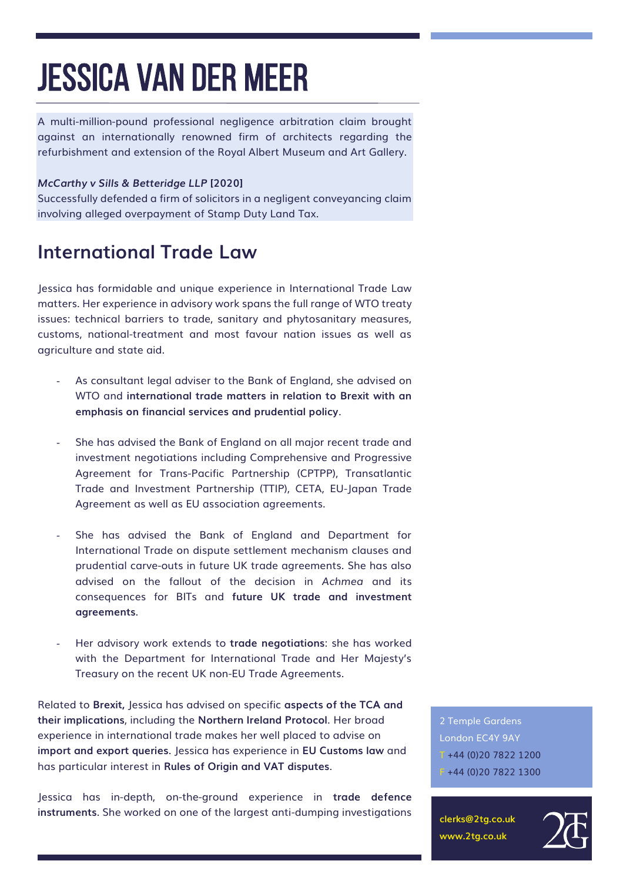A multi-million-pound professional negligence arbitration claim brought against an internationally renowned firm of architects regarding the refurbishment and extension of the Royal Albert Museum and Art Gallery.

***McCarthy v Sills & Betteridge LLP* [2020]**
Successfully defended a firm of solicitors in a negligent conveyancing claim involving alleged overpayment of Stamp Duty Land Tax.

## International Trade Law

Jessica has formidable and unique experience in International Trade Law matters. Her experience in advisory work spans the full range of WTO treaty issues: technical barriers to trade, sanitary and phytosanitary measures, customs, national-treatment and most favour nation issues as well as agriculture and state aid.

- As consultant legal adviser to the Bank of England, she advised on WTO and **international trade matters in relation to Brexit with an emphasis on financial services and prudential policy**.
- She has advised the Bank of England on all major recent trade and investment negotiations including Comprehensive and Progressive Agreement for Trans-Pacific Partnership (CPTPP), Transatlantic Trade and Investment Partnership (TTIP), CETA, EU-Japan Trade Agreement as well as EU association agreements.
- She has advised the Bank of England and Department for International Trade on dispute settlement mechanism clauses and prudential carve-outs in future UK trade agreements. She has also advised on the fallout of the decision in *Achmea* and its consequences for BITs and **future UK trade and investment agreements**.
- Her advisory work extends to **trade negotiations**: she has worked with the Department for International Trade and Her Majesty's Treasury on the recent UK non-EU Trade Agreements.

Related to **Brexit,** Jessica has advised on specific **aspects of the TCA and their implications**, including the **Northern Ireland Protocol**. Her broad experience in international trade makes her well placed to advise on **import and export queries**. Jessica has experience in **EU Customs law** and has particular interest in **Rules of Origin and VAT disputes**.

Jessica has in-depth, on-the-ground experience in **trade defence instruments**. She worked on one of the largest anti-dumping investigations

2 Temple Gardens
London EC4Y 9AY
T +44 (0)20 7822 1200
F +44 (0)20 7822 1300

**clerks@2tg.co.uk**
**www.2tg.co.uk**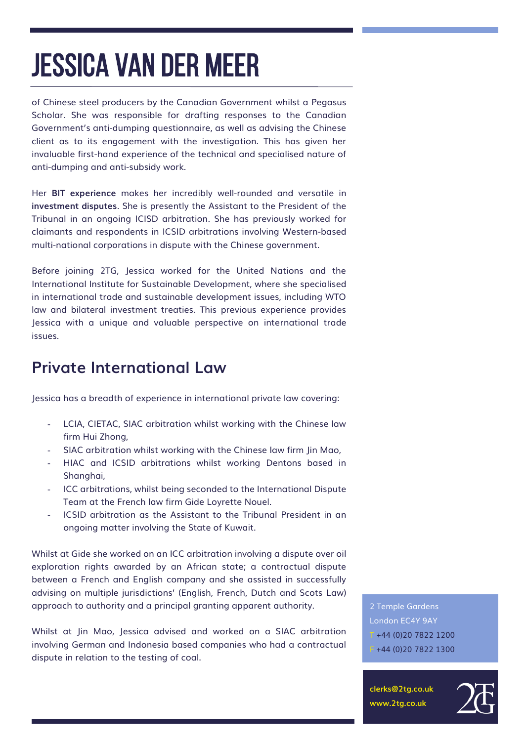# JESSICA VAN DER MEER

of Chinese steel producers by the Canadian Government whilst a Pegasus Scholar. She was responsible for drafting responses to the Canadian Government's anti-dumping questionnaire, as well as advising the Chinese client as to its engagement with the investigation. This has given her invaluable first-hand experience of the technical and specialised nature of anti-dumping and anti-subsidy work.

Her **BIT experience** makes her incredibly well-rounded and versatile in **investment disputes**. She is presently the Assistant to the President of the Tribunal in an ongoing ICISD arbitration. She has previously worked for claimants and respondents in ICSID arbitrations involving Western-based multi-national corporations in dispute with the Chinese government.

Before joining 2TG, Jessica worked for the United Nations and the International Institute for Sustainable Development, where she specialised in international trade and sustainable development issues, including WTO law and bilateral investment treaties. This previous experience provides Jessica with a unique and valuable perspective on international trade issues.

## Private International Law

Jessica has a breadth of experience in international private law covering:

- LCIA, CIETAC, SIAC arbitration whilst working with the Chinese law firm Hui Zhong,
- SIAC arbitration whilst working with the Chinese law firm Jin Mao,
- HIAC and ICSID arbitrations whilst working Dentons based in Shanghai,
- ICC arbitrations, whilst being seconded to the International Dispute Team at the French law firm Gide Loyrette Nouel.
- ICSID arbitration as the Assistant to the Tribunal President in an ongoing matter involving the State of Kuwait.

Whilst at Gide she worked on an ICC arbitration involving a dispute over oil exploration rights awarded by an African state; a contractual dispute between a French and English company and she assisted in successfully advising on multiple jurisdictions' (English, French, Dutch and Scots Law) approach to authority and a principal granting apparent authority.

Whilst at Jin Mao, Jessica advised and worked on a SIAC arbitration involving German and Indonesia based companies who had a contractual dispute in relation to the testing of coal.

2 Temple Gardens
London EC4Y 9AY
T +44 (0)20 7822 1200
F +44 (0)20 7822 1300

clerks@2tg.co.uk
www.2tg.co.uk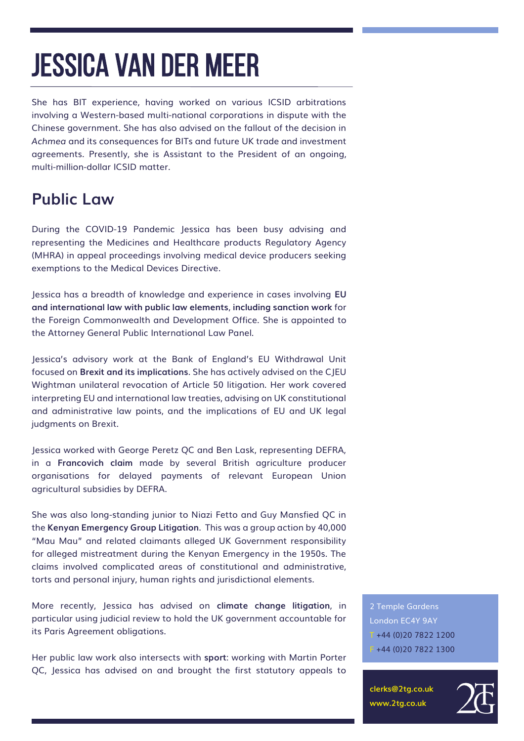# JESSICA VAN DER MEER

She has BIT experience, having worked on various ICSID arbitrations involving a Western-based multi-national corporations in dispute with the Chinese government. She has also advised on the fallout of the decision in *Achmea* and its consequences for BITs and future UK trade and investment agreements. Presently, she is Assistant to the President of an ongoing, multi-million-dollar ICSID matter.

## Public Law

During the COVID-19 Pandemic Jessica has been busy advising and representing the Medicines and Healthcare products Regulatory Agency (MHRA) in appeal proceedings involving medical device producers seeking exemptions to the Medical Devices Directive.

Jessica has a breadth of knowledge and experience in cases involving **EU and international law with public law elements**, **including sanction work** for the Foreign Commonwealth and Development Office. She is appointed to the Attorney General Public International Law Panel.

Jessica's advisory work at the Bank of England's EU Withdrawal Unit focused on **Brexit and its implications**. She has actively advised on the CJEU Wightman unilateral revocation of Article 50 litigation. Her work covered interpreting EU and international law treaties, advising on UK constitutional and administrative law points, and the implications of EU and UK legal judgments on Brexit.

Jessica worked with George Peretz QC and Ben Lask, representing DEFRA, in a **Francovich claim** made by several British agriculture producer organisations for delayed payments of relevant European Union agricultural subsidies by DEFRA.

She was also long-standing junior to Niazi Fetto and Guy Mansfied QC in the **Kenyan Emergency Group Litigation**. This was a group action by 40,000 "Mau Mau" and related claimants alleged UK Government responsibility for alleged mistreatment during the Kenyan Emergency in the 1950s. The claims involved complicated areas of constitutional and administrative, torts and personal injury, human rights and jurisdictional elements.

More recently, Jessica has advised on **climate change litigation**, in particular using judicial review to hold the UK government accountable for its Paris Agreement obligations.

Her public law work also intersects with **sport**: working with Martin Porter QC, Jessica has advised on and brought the first statutory appeals to

2 Temple Gardens
London EC4Y 9AY
T +44 (0)20 7822 1200
F +44 (0)20 7822 1300

clerks@2tg.co.uk
www.2tg.co.uk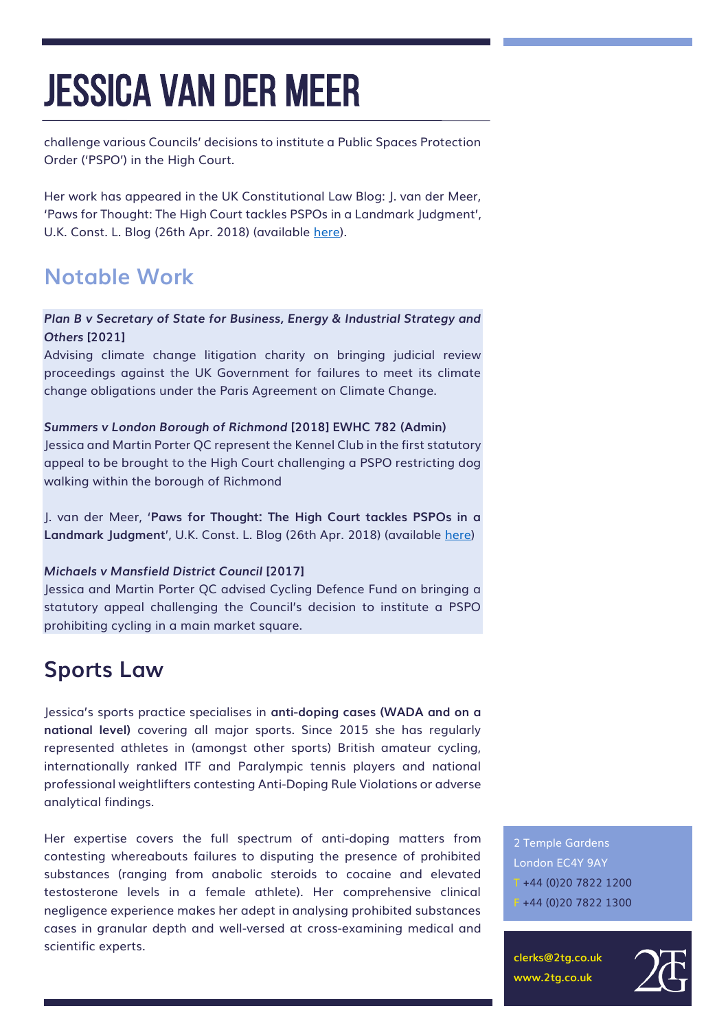challenge various Councils' decisions to institute a Public Spaces Protection Order ('PSPO') in the High Court.

Her work has appeared in the UK Constitutional Law Blog: J. van der Meer, 'Paws for Thought: The High Court tackles PSPOs in a Landmark Judgment', U.K. Const. L. Blog (26th Apr. 2018) (available here).

## Notable Work

***Plan B v Secretary of State for Business, Energy & Industrial Strategy and Others* [2021]**
Advising climate change litigation charity on bringing judicial review proceedings against the UK Government for failures to meet its climate change obligations under the Paris Agreement on Climate Change.

***Summers v London Borough of Richmond* [2018] EWHC 782 (Admin)**
Jessica and Martin Porter QC represent the Kennel Club in the first statutory appeal to be brought to the High Court challenging a PSPO restricting dog walking within the borough of Richmond

J. van der Meer, '**Paws for Thought: The High Court tackles PSPOs in a Landmark Judgment**', U.K. Const. L. Blog (26th Apr. 2018) (available here)

***Michaels v Mansfield District Council* [2017]**
Jessica and Martin Porter QC advised Cycling Defence Fund on bringing a statutory appeal challenging the Council's decision to institute a PSPO prohibiting cycling in a main market square.

## Sports Law

Jessica's sports practice specialises in **anti-doping cases (WADA and on a national level)** covering all major sports. Since 2015 she has regularly represented athletes in (amongst other sports) British amateur cycling, internationally ranked ITF and Paralympic tennis players and national professional weightlifters contesting Anti-Doping Rule Violations or adverse analytical findings.

Her expertise covers the full spectrum of anti-doping matters from contesting whereabouts failures to disputing the presence of prohibited substances (ranging from anabolic steroids to cocaine and elevated testosterone levels in a female athlete). Her comprehensive clinical negligence experience makes her adept in analysing prohibited substances cases in granular depth and well-versed at cross-examining medical and scientific experts.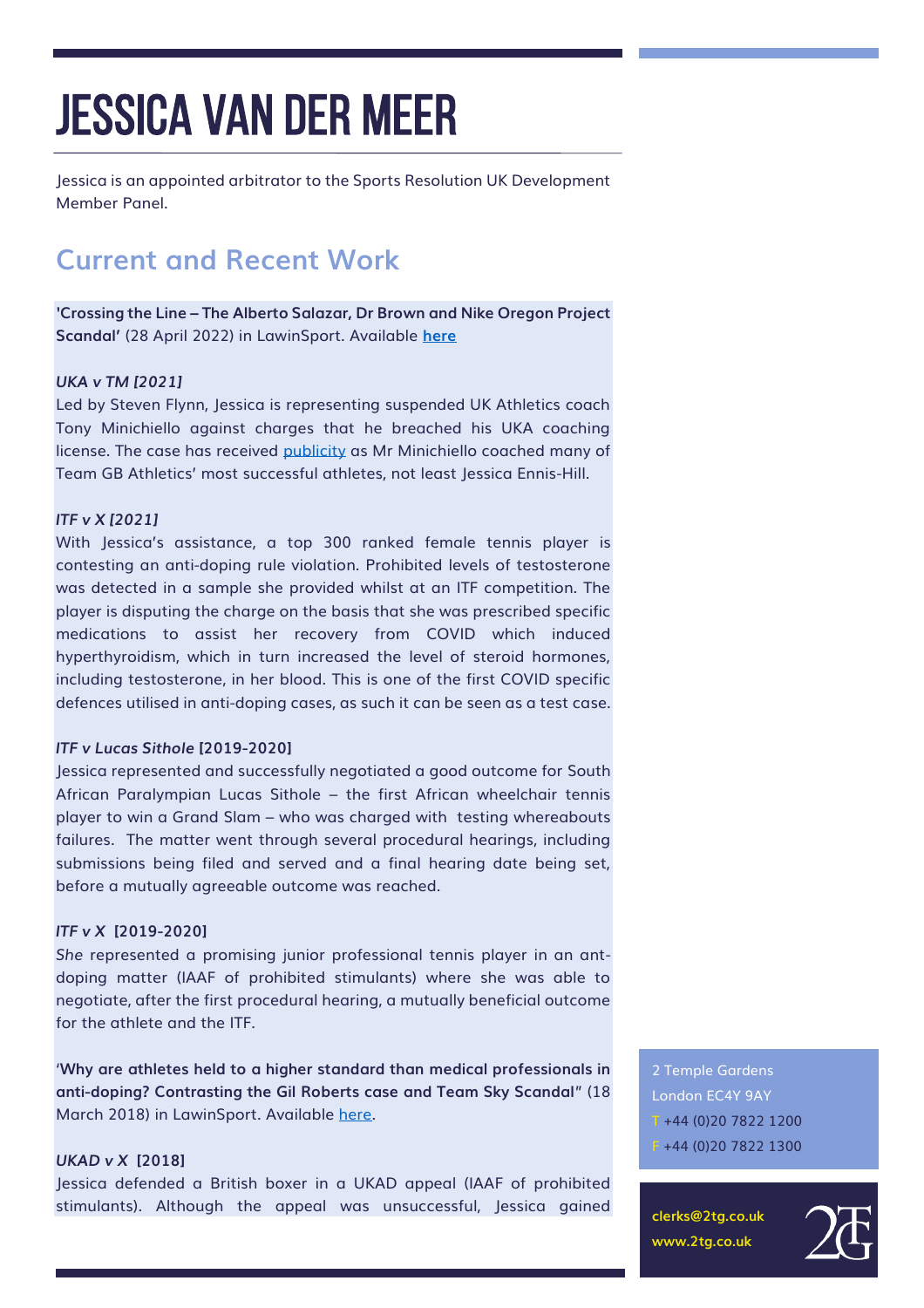# JESSICA VAN DER MEER

Jessica is an appointed arbitrator to the Sports Resolution UK Development Member Panel.

## Current and Recent Work

**'Crossing the Line – The Alberto Salazar, Dr Brown and Nike Oregon Project Scandal'** (28 April 2022) in LawinSport. Available **here**

***UKA v TM [2021]***

Led by Steven Flynn, Jessica is representing suspended UK Athletics coach Tony Minichiello against charges that he breached his UKA coaching license. The case has received publicity as Mr Minichiello coached many of Team GB Athletics' most successful athletes, not least Jessica Ennis-Hill.

***ITF v X [2021]***

With Jessica's assistance, a top 300 ranked female tennis player is contesting an anti-doping rule violation. Prohibited levels of testosterone was detected in a sample she provided whilst at an ITF competition. The player is disputing the charge on the basis that she was prescribed specific medications to assist her recovery from COVID which induced hyperthyroidism, which in turn increased the level of steroid hormones, including testosterone, in her blood. This is one of the first COVID specific defences utilised in anti-doping cases, as such it can be seen as a test case.

***ITF v Lucas Sithole* [2019-2020]**

Jessica represented and successfully negotiated a good outcome for South African Paralympian Lucas Sithole – the first African wheelchair tennis player to win a Grand Slam – who was charged with testing whereabouts failures. The matter went through several procedural hearings, including submissions being filed and served and a final hearing date being set, before a mutually agreeable outcome was reached.

***ITF v X* [2019-2020]**

*She* represented a promising junior professional tennis player in an ant-doping matter (IAAF of prohibited stimulants) where she was able to negotiate, after the first procedural hearing, a mutually beneficial outcome for the athlete and the ITF.

'**Why are athletes held to a higher standard than medical professionals in anti-doping? Contrasting the Gil Roberts case and Team Sky Scandal**" (18 March 2018) in LawinSport. Available here.

***UKAD v X* [2018]**

Jessica defended a British boxer in a UKAD appeal (IAAF of prohibited stimulants). Although the appeal was unsuccessful, Jessica gained

2 Temple Gardens
London EC4Y 9AY
T +44 (0)20 7822 1200
F +44 (0)20 7822 1300

**clerks@2tg.co.uk**
**www.2tg.co.uk**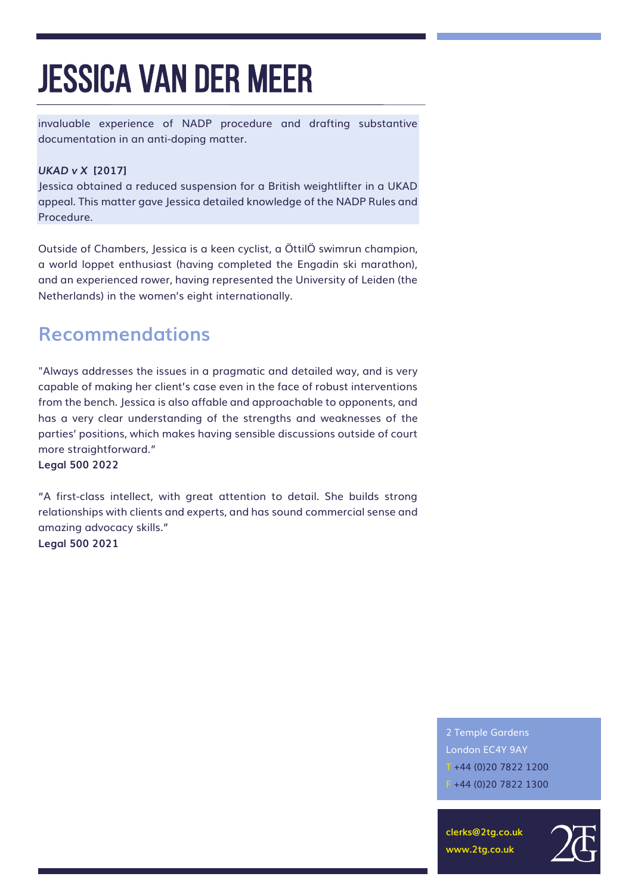# JESSICA VAN DER MEER

invaluable experience of NADP procedure and drafting substantive documentation in an anti-doping matter.

***UKAD v X* [2017]**
Jessica obtained a reduced suspension for a British weightlifter in a UKAD appeal. This matter gave Jessica detailed knowledge of the NADP Rules and Procedure.

Outside of Chambers, Jessica is a keen cyclist, a ÖttilÖ swimrun champion, a world loppet enthusiast (having completed the Engadin ski marathon), and an experienced rower, having represented the University of Leiden (the Netherlands) in the women's eight internationally.

## Recommendations

"Always addresses the issues in a pragmatic and detailed way, and is very capable of making her client's case even in the face of robust interventions from the bench. Jessica is also affable and approachable to opponents, and has a very clear understanding of the strengths and weaknesses of the parties' positions, which makes having sensible discussions outside of court more straightforward."
**Legal 500 2022**

"A first-class intellect, with great attention to detail. She builds strong relationships with clients and experts, and has sound commercial sense and amazing advocacy skills."
**Legal 500 2021**

2 Temple Gardens
London EC4Y 9AY
T +44 (0)20 7822 1200
F +44 (0)20 7822 1300

**clerks@2tg.co.uk**
**www.2tg.co.uk**